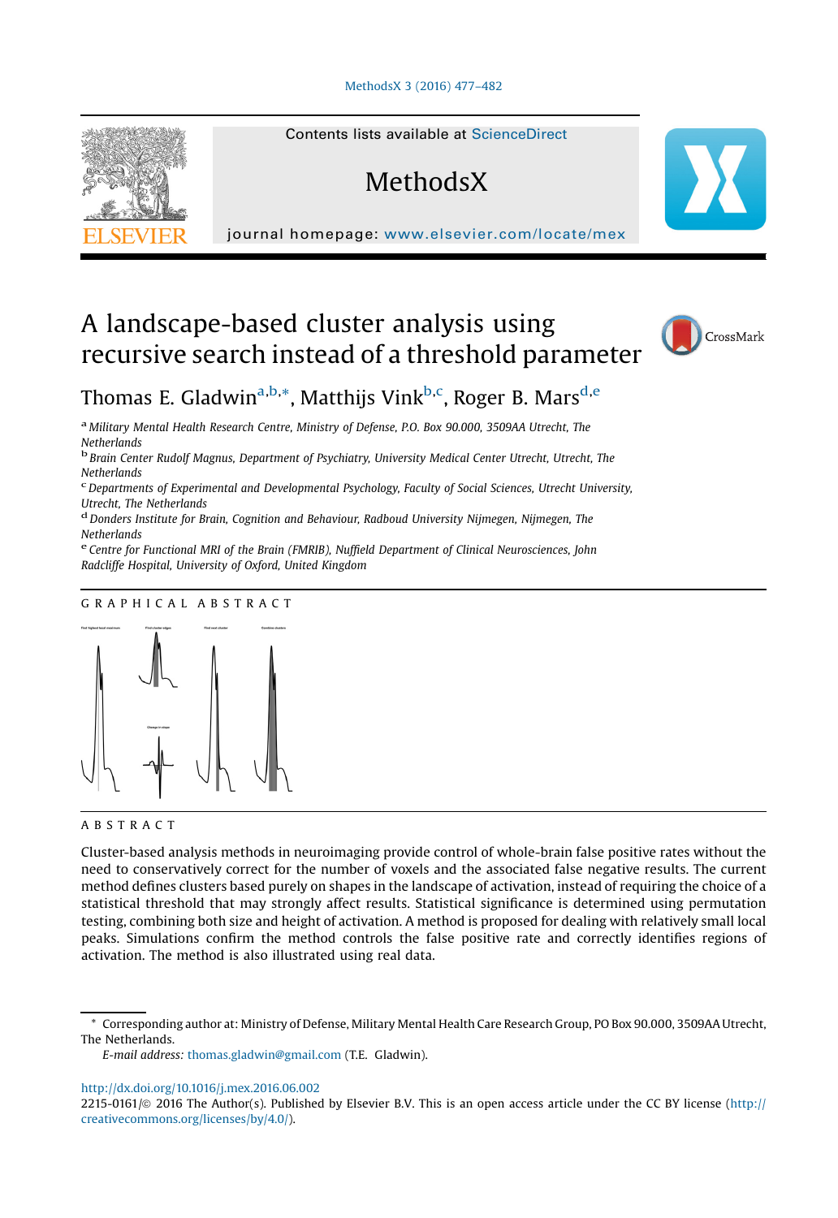# A landscape-based cluster analysis using recursive search instead of a threshold parameter

Thomas E. Gladwin[a,b,*], Matthijs Vink[b,c], Roger B. Mars[d,e]

[a] *Military Mental Health Research Centre, Ministry of Defense, P.O. Box 90.000, 3509AA Utrecht, The Netherlands*

[b] *Brain Center Rudolf Magnus, Department of Psychiatry, University Medical Center Utrecht, Utrecht, The Netherlands*

[c] *Departments of Experimental and Developmental Psychology, Faculty of Social Sciences, Utrecht University, Utrecht, The Netherlands*

[d] *Donders Institute for Brain, Cognition and Behaviour, Radboud University Nijmegen, Nijmegen, The Netherlands*

[e] *Centre for Functional MRI of the Brain (FMRIB), Nuffield Department of Clinical Neurosciences, John Radcliffe Hospital, University of Oxford, United Kingdom*

## GRAPHICAL ABSTRACT

Find highest local maximum | Find cluster edges | Find next cluster | Combine clusters

Change in slope

## ABSTRACT

Cluster-based analysis methods in neuroimaging provide control of whole-brain false positive rates without the need to conservatively correct for the number of voxels and the associated false negative results. The current method defines clusters based purely on shapes in the landscape of activation, instead of requiring the choice of a statistical threshold that may strongly affect results. Statistical significance is determined using permutation testing, combining both size and height of activation. A method is proposed for dealing with relatively small local peaks. Simulations confirm the method controls the false positive rate and correctly identifies regions of activation. The method is also illustrated using real data.

* Corresponding author at: Ministry of Defense, Military Mental Health Care Research Group, PO Box 90.000, 3509AA Utrecht, The Netherlands.

*E-mail address:* thomas.gladwin@gmail.com (T.E. Gladwin).

http://dx.doi.org/10.1016/j.mex.2016.06.002

2215-0161/© 2016 The Author(s). Published by Elsevier B.V. This is an open access article under the CC BY license (http://creativecommons.org/licenses/by/4.0/).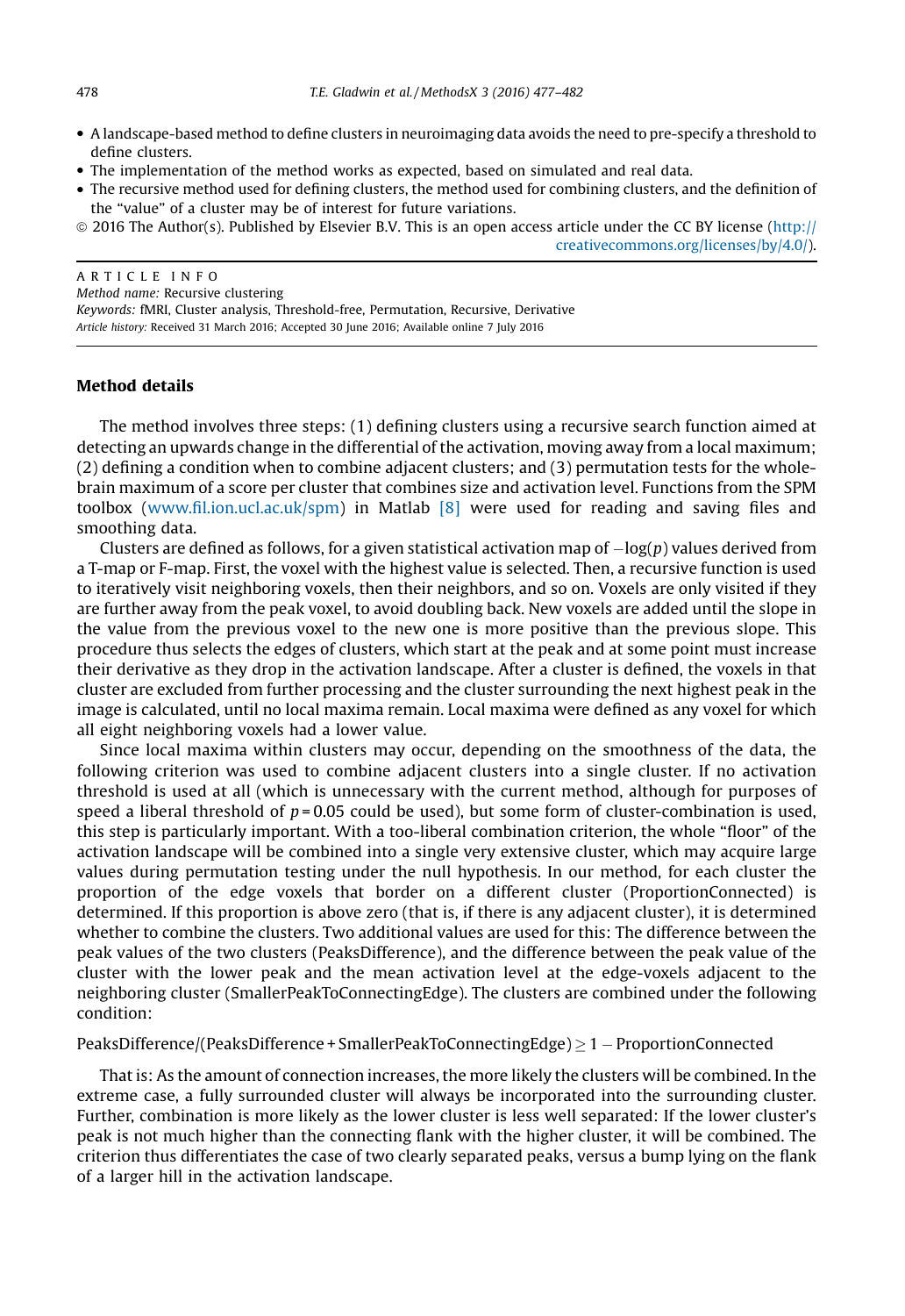- A landscape-based method to define clusters in neuroimaging data avoids the need to pre-specify a threshold to define clusters.
- The implementation of the method works as expected, based on simulated and real data.
- The recursive method used for defining clusters, the method used for combining clusters, and the definition of the "value" of a cluster may be of interest for future variations.

© 2016 The Author(s). Published by Elsevier B.V. This is an open access article under the CC BY license (http://creativecommons.org/licenses/by/4.0/).

A R T I C L E I N F O

*Method name:* Recursive clustering
*Keywords:* fMRI, Cluster analysis, Threshold-free, Permutation, Recursive, Derivative
*Article history:* Received 31 March 2016; Accepted 30 June 2016; Available online 7 July 2016

## Method details

The method involves three steps: (1) defining clusters using a recursive search function aimed at detecting an upwards change in the differential of the activation, moving away from a local maximum; (2) defining a condition when to combine adjacent clusters; and (3) permutation tests for the whole-brain maximum of a score per cluster that combines size and activation level. Functions from the SPM toolbox (www.fil.ion.ucl.ac.uk/spm) in Matlab [8] were used for reading and saving files and smoothing data.

Clusters are defined as follows, for a given statistical activation map of $-\log(p)$ values derived from a T-map or F-map. First, the voxel with the highest value is selected. Then, a recursive function is used to iteratively visit neighboring voxels, then their neighbors, and so on. Voxels are only visited if they are further away from the peak voxel, to avoid doubling back. New voxels are added until the slope in the value from the previous voxel to the new one is more positive than the previous slope. This procedure thus selects the edges of clusters, which start at the peak and at some point must increase their derivative as they drop in the activation landscape. After a cluster is defined, the voxels in that cluster are excluded from further processing and the cluster surrounding the next highest peak in the image is calculated, until no local maxima remain. Local maxima were defined as any voxel for which all eight neighboring voxels had a lower value.

Since local maxima within clusters may occur, depending on the smoothness of the data, the following criterion was used to combine adjacent clusters into a single cluster. If no activation threshold is used at all (which is unnecessary with the current method, although for purposes of speed a liberal threshold of $p = 0.05$ could be used), but some form of cluster-combination is used, this step is particularly important. With a too-liberal combination criterion, the whole "floor" of the activation landscape will be combined into a single very extensive cluster, which may acquire large values during permutation testing under the null hypothesis. In our method, for each cluster the proportion of the edge voxels that border on a different cluster (ProportionConnected) is determined. If this proportion is above zero (that is, if there is any adjacent cluster), it is determined whether to combine the clusters. Two additional values are used for this: The difference between the peak values of the two clusters (PeaksDifference), and the difference between the peak value of the cluster with the lower peak and the mean activation level at the edge-voxels adjacent to the neighboring cluster (SmallerPeakToConnectingEdge). The clusters are combined under the following condition:

$$\text{PeaksDifference}/(\text{PeaksDifference} + \text{SmallerPeakToConnectingEdge}) \geq 1 - \text{ProportionConnected}$$

That is: As the amount of connection increases, the more likely the clusters will be combined. In the extreme case, a fully surrounded cluster will always be incorporated into the surrounding cluster. Further, combination is more likely as the lower cluster is less well separated: If the lower cluster's peak is not much higher than the connecting flank with the higher cluster, it will be combined. The criterion thus differentiates the case of two clearly separated peaks, versus a bump lying on the flank of a larger hill in the activation landscape.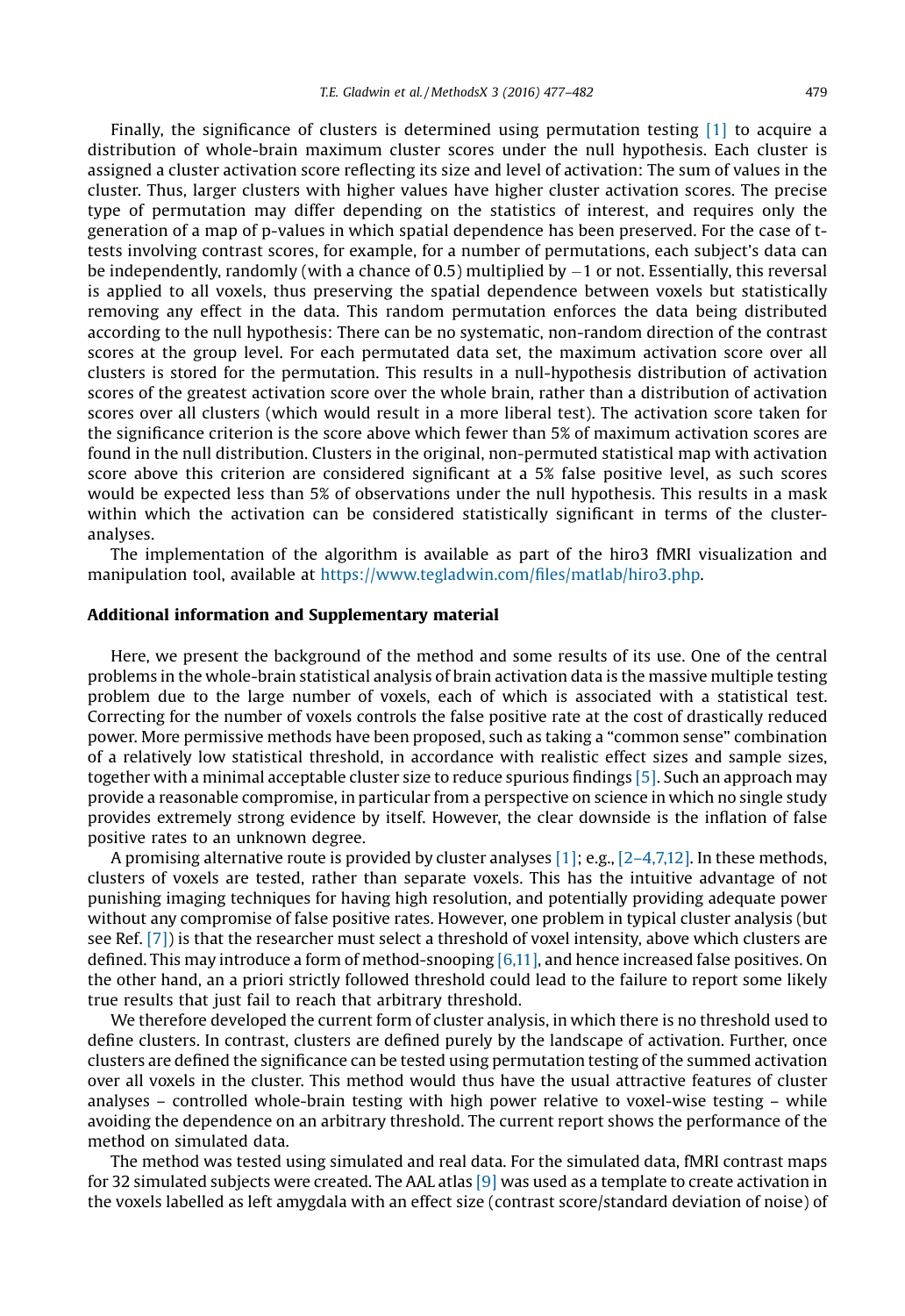Finally, the significance of clusters is determined using permutation testing [1] to acquire a distribution of whole-brain maximum cluster scores under the null hypothesis. Each cluster is assigned a cluster activation score reflecting its size and level of activation: The sum of values in the cluster. Thus, larger clusters with higher values have higher cluster activation scores. The precise type of permutation may differ depending on the statistics of interest, and requires only the generation of a map of p-values in which spatial dependence has been preserved. For the case of t-tests involving contrast scores, for example, for a number of permutations, each subject's data can be independently, randomly (with a chance of 0.5) multiplied by −1 or not. Essentially, this reversal is applied to all voxels, thus preserving the spatial dependence between voxels but statistically removing any effect in the data. This random permutation enforces the data being distributed according to the null hypothesis: There can be no systematic, non-random direction of the contrast scores at the group level. For each permutated data set, the maximum activation score over all clusters is stored for the permutation. This results in a null-hypothesis distribution of activation scores of the greatest activation score over the whole brain, rather than a distribution of activation scores over all clusters (which would result in a more liberal test). The activation score taken for the significance criterion is the score above which fewer than 5% of maximum activation scores are found in the null distribution. Clusters in the original, non-permuted statistical map with activation score above this criterion are considered significant at a 5% false positive level, as such scores would be expected less than 5% of observations under the null hypothesis. This results in a mask within which the activation can be considered statistically significant in terms of the cluster-analyses.

The implementation of the algorithm is available as part of the hiro3 fMRI visualization and manipulation tool, available at https://www.tegladwin.com/files/matlab/hiro3.php.

## Additional information and Supplementary material

Here, we present the background of the method and some results of its use. One of the central problems in the whole-brain statistical analysis of brain activation data is the massive multiple testing problem due to the large number of voxels, each of which is associated with a statistical test. Correcting for the number of voxels controls the false positive rate at the cost of drastically reduced power. More permissive methods have been proposed, such as taking a "common sense" combination of a relatively low statistical threshold, in accordance with realistic effect sizes and sample sizes, together with a minimal acceptable cluster size to reduce spurious findings [5]. Such an approach may provide a reasonable compromise, in particular from a perspective on science in which no single study provides extremely strong evidence by itself. However, the clear downside is the inflation of false positive rates to an unknown degree.

A promising alternative route is provided by cluster analyses [1]; e.g., [2–4,7,12]. In these methods, clusters of voxels are tested, rather than separate voxels. This has the intuitive advantage of not punishing imaging techniques for having high resolution, and potentially providing adequate power without any compromise of false positive rates. However, one problem in typical cluster analysis (but see Ref. [7]) is that the researcher must select a threshold of voxel intensity, above which clusters are defined. This may introduce a form of method-snooping [6,11], and hence increased false positives. On the other hand, an a priori strictly followed threshold could lead to the failure to report some likely true results that just fail to reach that arbitrary threshold.

We therefore developed the current form of cluster analysis, in which there is no threshold used to define clusters. In contrast, clusters are defined purely by the landscape of activation. Further, once clusters are defined the significance can be tested using permutation testing of the summed activation over all voxels in the cluster. This method would thus have the usual attractive features of cluster analyses – controlled whole-brain testing with high power relative to voxel-wise testing – while avoiding the dependence on an arbitrary threshold. The current report shows the performance of the method on simulated data.

The method was tested using simulated and real data. For the simulated data, fMRI contrast maps for 32 simulated subjects were created. The AAL atlas [9] was used as a template to create activation in the voxels labelled as left amygdala with an effect size (contrast score/standard deviation of noise) of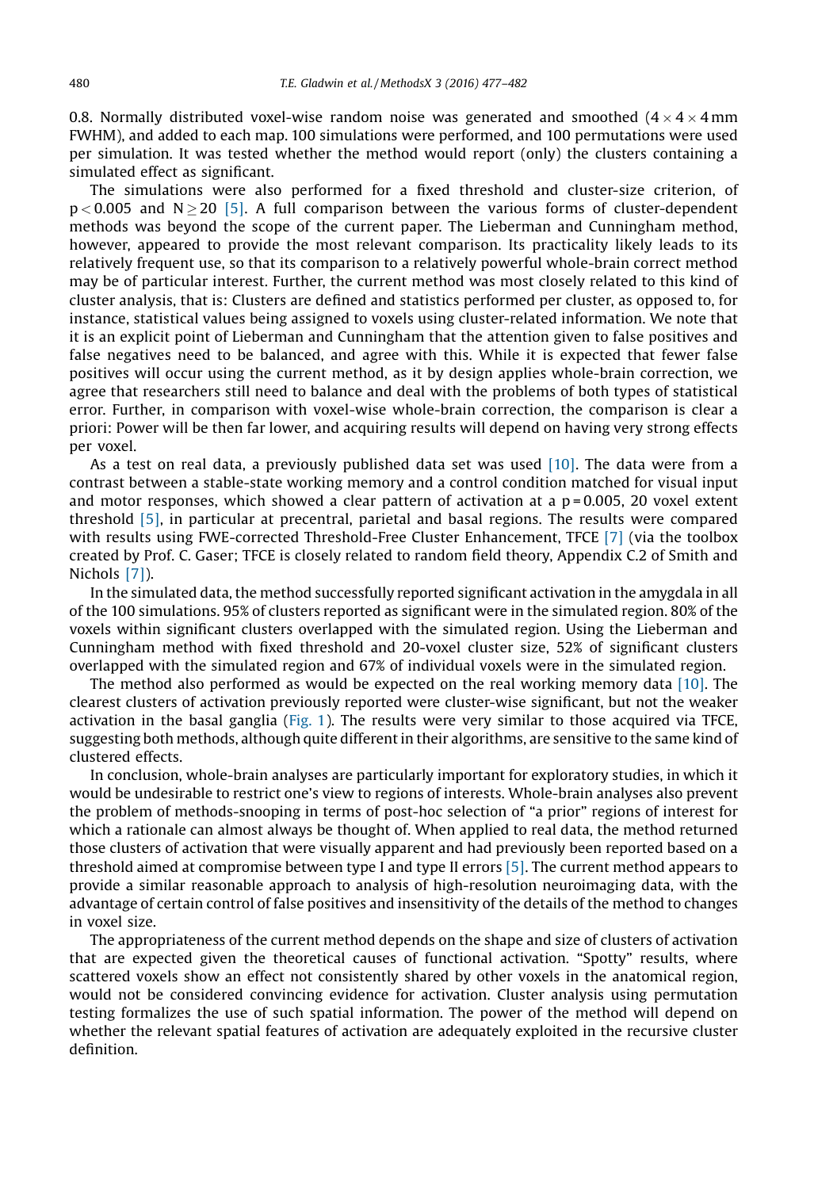0.8. Normally distributed voxel-wise random noise was generated and smoothed ($4 \times 4 \times 4$ mm FWHM), and added to each map. 100 simulations were performed, and 100 permutations were used per simulation. It was tested whether the method would report (only) the clusters containing a simulated effect as significant.

The simulations were also performed for a fixed threshold and cluster-size criterion, of $p < 0.005$ and $N \geq 20$ [5]. A full comparison between the various forms of cluster-dependent methods was beyond the scope of the current paper. The Lieberman and Cunningham method, however, appeared to provide the most relevant comparison. Its practicality likely leads to its relatively frequent use, so that its comparison to a relatively powerful whole-brain correct method may be of particular interest. Further, the current method was most closely related to this kind of cluster analysis, that is: Clusters are defined and statistics performed per cluster, as opposed to, for instance, statistical values being assigned to voxels using cluster-related information. We note that it is an explicit point of Lieberman and Cunningham that the attention given to false positives and false negatives need to be balanced, and agree with this. While it is expected that fewer false positives will occur using the current method, as it by design applies whole-brain correction, we agree that researchers still need to balance and deal with the problems of both types of statistical error. Further, in comparison with voxel-wise whole-brain correction, the comparison is clear a priori: Power will be then far lower, and acquiring results will depend on having very strong effects per voxel.

As a test on real data, a previously published data set was used [10]. The data were from a contrast between a stable-state working memory and a control condition matched for visual input and motor responses, which showed a clear pattern of activation at a $p = 0.005$, 20 voxel extent threshold [5], in particular at precentral, parietal and basal regions. The results were compared with results using FWE-corrected Threshold-Free Cluster Enhancement, TFCE [7] (via the toolbox created by Prof. C. Gaser; TFCE is closely related to random field theory, Appendix C.2 of Smith and Nichols [7]).

In the simulated data, the method successfully reported significant activation in the amygdala in all of the 100 simulations. 95% of clusters reported as significant were in the simulated region. 80% of the voxels within significant clusters overlapped with the simulated region. Using the Lieberman and Cunningham method with fixed threshold and 20-voxel cluster size, 52% of significant clusters overlapped with the simulated region and 67% of individual voxels were in the simulated region.

The method also performed as would be expected on the real working memory data [10]. The clearest clusters of activation previously reported were cluster-wise significant, but not the weaker activation in the basal ganglia (Fig. 1). The results were very similar to those acquired via TFCE, suggesting both methods, although quite different in their algorithms, are sensitive to the same kind of clustered effects.

In conclusion, whole-brain analyses are particularly important for exploratory studies, in which it would be undesirable to restrict one's view to regions of interests. Whole-brain analyses also prevent the problem of methods-snooping in terms of post-hoc selection of "a prior" regions of interest for which a rationale can almost always be thought of. When applied to real data, the method returned those clusters of activation that were visually apparent and had previously been reported based on a threshold aimed at compromise between type I and type II errors [5]. The current method appears to provide a similar reasonable approach to analysis of high-resolution neuroimaging data, with the advantage of certain control of false positives and insensitivity of the details of the method to changes in voxel size.

The appropriateness of the current method depends on the shape and size of clusters of activation that are expected given the theoretical causes of functional activation. "Spotty" results, where scattered voxels show an effect not consistently shared by other voxels in the anatomical region, would not be considered convincing evidence for activation. Cluster analysis using permutation testing formalizes the use of such spatial information. The power of the method will depend on whether the relevant spatial features of activation are adequately exploited in the recursive cluster definition.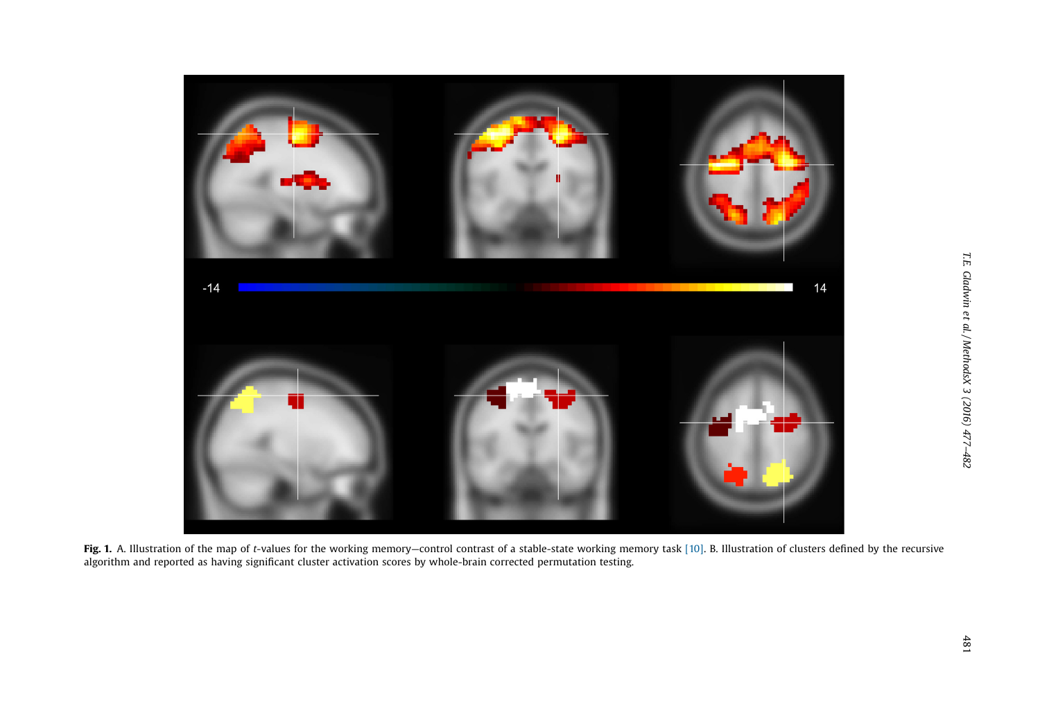**Fig. 1.** A. Illustration of the map of *t*-values for the working memory—control contrast of a stable-state working memory task [10]. B. Illustration of clusters defined by the recursive algorithm and reported as having significant cluster activation scores by whole-brain corrected permutation testing.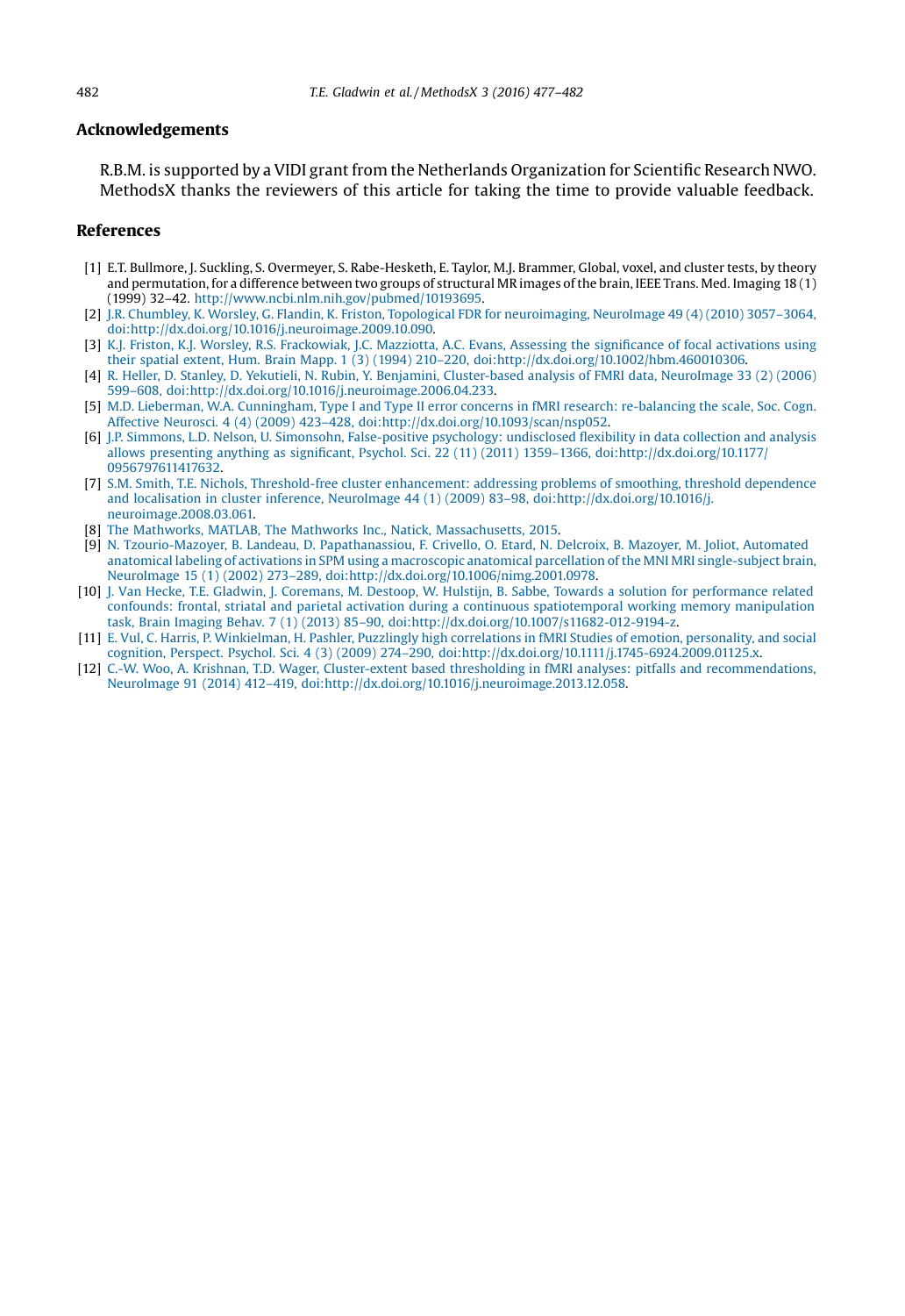## Acknowledgements

R.B.M. is supported by a VIDI grant from the Netherlands Organization for Scientific Research NWO. MethodsX thanks the reviewers of this article for taking the time to provide valuable feedback.

## References

[1] E.T. Bullmore, J. Suckling, S. Overmeyer, S. Rabe-Hesketh, E. Taylor, M.J. Brammer, Global, voxel, and cluster tests, by theory and permutation, for a difference between two groups of structural MR images of the brain, IEEE Trans. Med. Imaging 18 (1) (1999) 32–42. http://www.ncbi.nlm.nih.gov/pubmed/10193695.

[2] J.R. Chumbley, K. Worsley, G. Flandin, K. Friston, Topological FDR for neuroimaging, NeuroImage 49 (4) (2010) 3057–3064, doi:http://dx.doi.org/10.1016/j.neuroimage.2009.10.090.

[3] K.J. Friston, K.J. Worsley, R.S. Frackowiak, J.C. Mazziotta, A.C. Evans, Assessing the significance of focal activations using their spatial extent, Hum. Brain Mapp. 1 (3) (1994) 210–220, doi:http://dx.doi.org/10.1002/hbm.460010306.

[4] R. Heller, D. Stanley, D. Yekutieli, N. Rubin, Y. Benjamini, Cluster-based analysis of FMRI data, NeuroImage 33 (2) (2006) 599–608, doi:http://dx.doi.org/10.1016/j.neuroimage.2006.04.233.

[5] M.D. Lieberman, W.A. Cunningham, Type I and Type II error concerns in fMRI research: re-balancing the scale, Soc. Cogn. Affective Neurosci. 4 (4) (2009) 423–428, doi:http://dx.doi.org/10.1093/scan/nsp052.

[6] J.P. Simmons, L.D. Nelson, U. Simonsohn, False-positive psychology: undisclosed flexibility in data collection and analysis allows presenting anything as significant, Psychol. Sci. 22 (11) (2011) 1359–1366, doi:http://dx.doi.org/10.1177/0956797611417632.

[7] S.M. Smith, T.E. Nichols, Threshold-free cluster enhancement: addressing problems of smoothing, threshold dependence and localisation in cluster inference, NeuroImage 44 (1) (2009) 83–98, doi:http://dx.doi.org/10.1016/j.neuroimage.2008.03.061.

[8] The Mathworks, MATLAB, The Mathworks Inc., Natick, Massachusetts, 2015.

[9] N. Tzourio-Mazoyer, B. Landeau, D. Papathanassiou, F. Crivello, O. Etard, N. Delcroix, B. Mazoyer, M. Joliot, Automated anatomical labeling of activations in SPM using a macroscopic anatomical parcellation of the MNI MRI single-subject brain, NeuroImage 15 (1) (2002) 273–289, doi:http://dx.doi.org/10.1006/nimg.2001.0978.

[10] J. Van Hecke, T.E. Gladwin, J. Coremans, M. Destoop, W. Hulstijn, B. Sabbe, Towards a solution for performance related confounds: frontal, striatal and parietal activation during a continuous spatiotemporal working memory manipulation task, Brain Imaging Behav. 7 (1) (2013) 85–90, doi:http://dx.doi.org/10.1007/s11682-012-9194-z.

[11] E. Vul, C. Harris, P. Winkielman, H. Pashler, Puzzlingly high correlations in fMRI Studies of emotion, personality, and social cognition, Perspect. Psychol. Sci. 4 (3) (2009) 274–290, doi:http://dx.doi.org/10.1111/j.1745-6924.2009.01125.x.

[12] C.-W. Woo, A. Krishnan, T.D. Wager, Cluster-extent based thresholding in fMRI analyses: pitfalls and recommendations, NeuroImage 91 (2014) 412–419, doi:http://dx.doi.org/10.1016/j.neuroimage.2013.12.058.